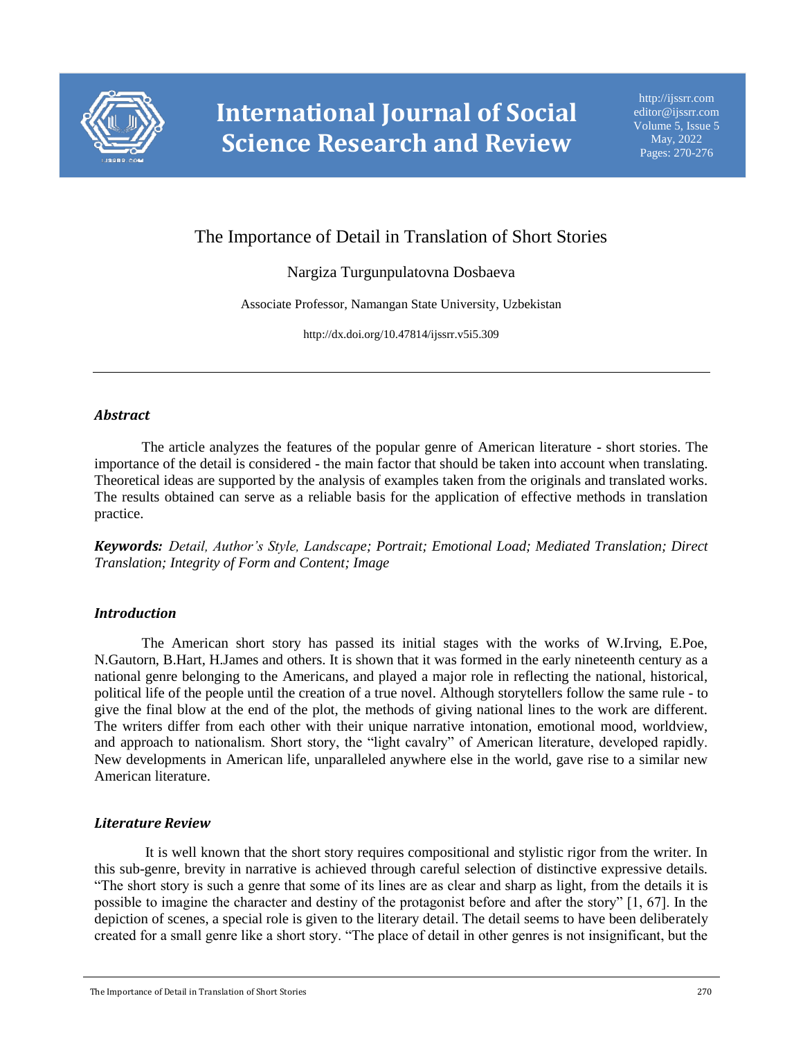# The Importance of Detail in Translation of Short Stories

Nargiza Turgunpulatovna Dosbaeva

Associate Professor, Namangan State University, Uzbekistan

http://dx.doi.org/10.47814/ijssrr.v5i5.309

---

## *Abstract*

The article analyzes the features of the popular genre of American literature - short stories. The importance of the detail is considered - the main factor that should be taken into account when translating. Theoretical ideas are supported by the analysis of examples taken from the originals and translated works. The results obtained can serve as a reliable basis for the application of effective methods in translation practice.

***Keywords:*** *Detail, Author's Style, Landscape; Portrait; Emotional Load; Mediated Translation; Direct Translation; Integrity of Form and Content; Image*

## *Introduction*

The American short story has passed its initial stages with the works of W.Irving, E.Poe, N.Gautorn, B.Hart, H.James and others. It is shown that it was formed in the early nineteenth century as a national genre belonging to the Americans, and played a major role in reflecting the national, historical, political life of the people until the creation of a true novel. Although storytellers follow the same rule - to give the final blow at the end of the plot, the methods of giving national lines to the work are different. The writers differ from each other with their unique narrative intonation, emotional mood, worldview, and approach to nationalism. Short story, the "light cavalry" of American literature, developed rapidly. New developments in American life, unparalleled anywhere else in the world, gave rise to a similar new American literature.

## *Literature Review*

It is well known that the short story requires compositional and stylistic rigor from the writer. In this sub-genre, brevity in narrative is achieved through careful selection of distinctive expressive details. "The short story is such a genre that some of its lines are as clear and sharp as light, from the details it is possible to imagine the character and destiny of the protagonist before and after the story" [1, 67]. In the depiction of scenes, a special role is given to the literary detail. The detail seems to have been deliberately created for a small genre like a short story. "The place of detail in other genres is not insignificant, but the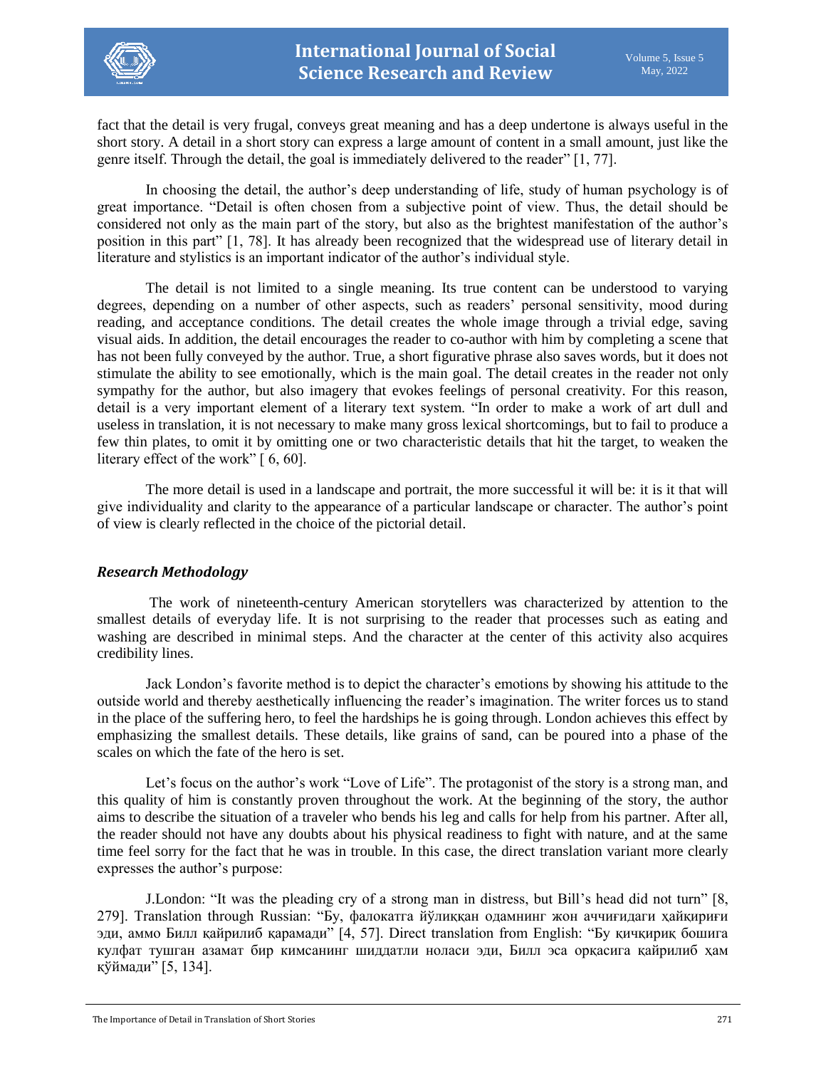fact that the detail is very frugal, conveys great meaning and has a deep undertone is always useful in the short story. A detail in a short story can express a large amount of content in a small amount, just like the genre itself. Through the detail, the goal is immediately delivered to the reader" [1, 77].

In choosing the detail, the author's deep understanding of life, study of human psychology is of great importance. "Detail is often chosen from a subjective point of view. Thus, the detail should be considered not only as the main part of the story, but also as the brightest manifestation of the author's position in this part" [1, 78]. It has already been recognized that the widespread use of literary detail in literature and stylistics is an important indicator of the author's individual style.

The detail is not limited to a single meaning. Its true content can be understood to varying degrees, depending on a number of other aspects, such as readers' personal sensitivity, mood during reading, and acceptance conditions. The detail creates the whole image through a trivial edge, saving visual aids. In addition, the detail encourages the reader to co-author with him by completing a scene that has not been fully conveyed by the author. True, a short figurative phrase also saves words, but it does not stimulate the ability to see emotionally, which is the main goal. The detail creates in the reader not only sympathy for the author, but also imagery that evokes feelings of personal creativity. For this reason, detail is a very important element of a literary text system. "In order to make a work of art dull and useless in translation, it is not necessary to make many gross lexical shortcomings, but to fail to produce a few thin plates, to omit it by omitting one or two characteristic details that hit the target, to weaken the literary effect of the work" [ 6, 60].

The more detail is used in a landscape and portrait, the more successful it will be: it is it that will give individuality and clarity to the appearance of a particular landscape or character. The author's point of view is clearly reflected in the choice of the pictorial detail.

## *Research Methodology*

The work of nineteenth-century American storytellers was characterized by attention to the smallest details of everyday life. It is not surprising to the reader that processes such as eating and washing are described in minimal steps. And the character at the center of this activity also acquires credibility lines.

Jack London's favorite method is to depict the character's emotions by showing his attitude to the outside world and thereby aesthetically influencing the reader's imagination. The writer forces us to stand in the place of the suffering hero, to feel the hardships he is going through. London achieves this effect by emphasizing the smallest details. These details, like grains of sand, can be poured into a phase of the scales on which the fate of the hero is set.

Let's focus on the author's work "Love of Life". The protagonist of the story is a strong man, and this quality of him is constantly proven throughout the work. At the beginning of the story, the author aims to describe the situation of a traveler who bends his leg and calls for help from his partner. After all, the reader should not have any doubts about his physical readiness to fight with nature, and at the same time feel sorry for the fact that he was in trouble. In this case, the direct translation variant more clearly expresses the author's purpose:

J.London: "It was the pleading cry of a strong man in distress, but Bill's head did not turn" [8, 279]. Translation through Russian: "Бу, фалокатга йўлиққан одамнинг жон аччиғидаги ҳайқириғи эди, аммо Билл қайрилиб қарамади" [4, 57]. Direct translation from English: "Бу қичқириқ бошига кулфат тушган азамат бир кимсанинг шиддатли ноласи эди, Билл эса орқасига қайрилиб ҳам қўймади" [5, 134].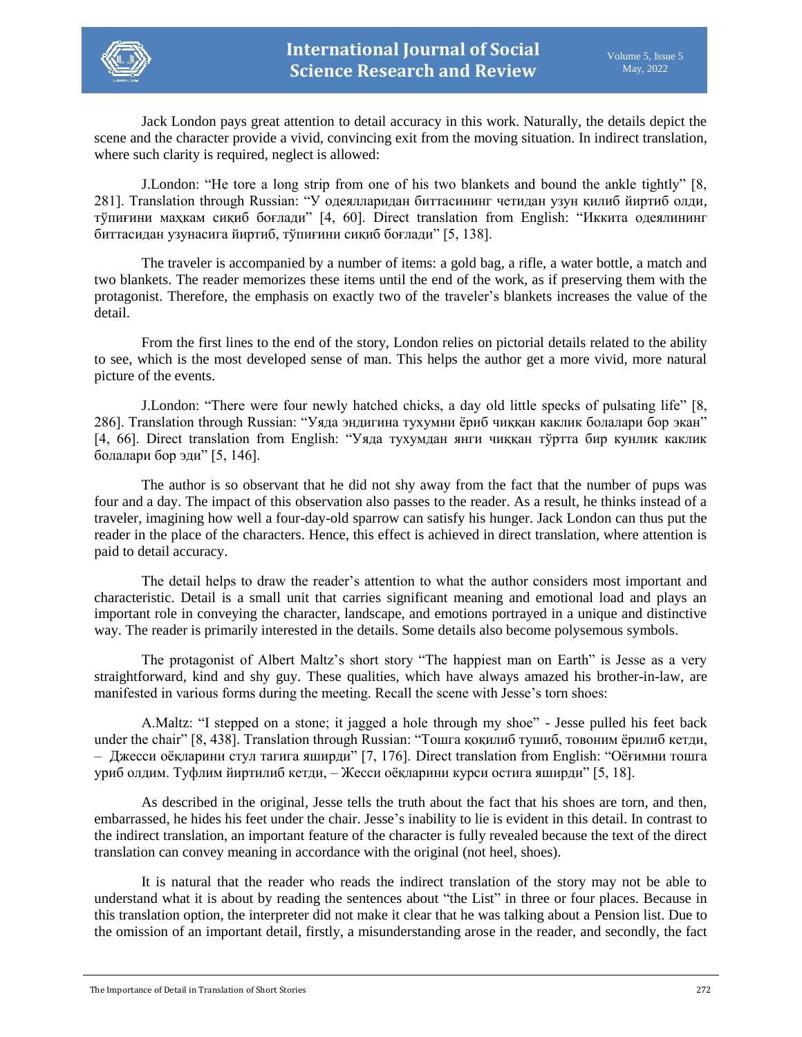Jack London pays great attention to detail accuracy in this work. Naturally, the details depict the scene and the character provide a vivid, convincing exit from the moving situation. In indirect translation, where such clarity is required, neglect is allowed:

J.London: “He tore a long strip from one of his two blankets and bound the ankle tightly” [8, 281]. Translation through Russian: “У одеялларидан биттасининг четидан узун қилиб йиртиб олди, тўпиғини маҳкам сиқиб боғлади” [4, 60]. Direct translation from English: “Иккита одеялининг биттасидан узунасига йиртиб, тўпиғини сиқиб боғлади” [5, 138].

The traveler is accompanied by a number of items: a gold bag, a rifle, a water bottle, a match and two blankets. The reader memorizes these items until the end of the work, as if preserving them with the protagonist. Therefore, the emphasis on exactly two of the traveler’s blankets increases the value of the detail.

From the first lines to the end of the story, London relies on pictorial details related to the ability to see, which is the most developed sense of man. This helps the author get a more vivid, more natural picture of the events.

J.London: “There were four newly hatched chicks, a day old little specks of pulsating life” [8, 286]. Translation through Russian: “Уяда эндигина тухумни ёриб чиққан каклик болалари бор экан” [4, 66]. Direct translation from English: “Уяда тухумдан янги чиққан тўртта бир кунлик каклик болалари бор эди” [5, 146].

The author is so observant that he did not shy away from the fact that the number of pups was four and a day. The impact of this observation also passes to the reader. As a result, he thinks instead of a traveler, imagining how well a four-day-old sparrow can satisfy his hunger. Jack London can thus put the reader in the place of the characters. Hence, this effect is achieved in direct translation, where attention is paid to detail accuracy.

The detail helps to draw the reader’s attention to what the author considers most important and characteristic. Detail is a small unit that carries significant meaning and emotional load and plays an important role in conveying the character, landscape, and emotions portrayed in a unique and distinctive way. The reader is primarily interested in the details. Some details also become polysemous symbols.

The protagonist of Albert Maltz’s short story “The happiest man on Earth” is Jesse as a very straightforward, kind and shy guy. These qualities, which have always amazed his brother-in-law, are manifested in various forms during the meeting. Recall the scene with Jesse’s torn shoes:

A.Maltz: “I stepped on a stone; it jagged a hole through my shoe” - Jesse pulled his feet back under the chair” [8, 438]. Translation through Russian: “Тошга қоқилиб тушиб, товоним ёрилиб кетди, – Джесси оёқларини стул тагига яширди” [7, 176]. Direct translation from English: “Оёғимни тошга уриб олдим. Туфлим йиртилиб кетди, – Жесси оёқларини курси остига яширди” [5, 18].

As described in the original, Jesse tells the truth about the fact that his shoes are torn, and then, embarrassed, he hides his feet under the chair. Jesse’s inability to lie is evident in this detail. In contrast to the indirect translation, an important feature of the character is fully revealed because the text of the direct translation can convey meaning in accordance with the original (not heel, shoes).

It is natural that the reader who reads the indirect translation of the story may not be able to understand what it is about by reading the sentences about “the List” in three or four places. Because in this translation option, the interpreter did not make it clear that he was talking about a Pension list. Due to the omission of an important detail, firstly, a misunderstanding arose in the reader, and secondly, the fact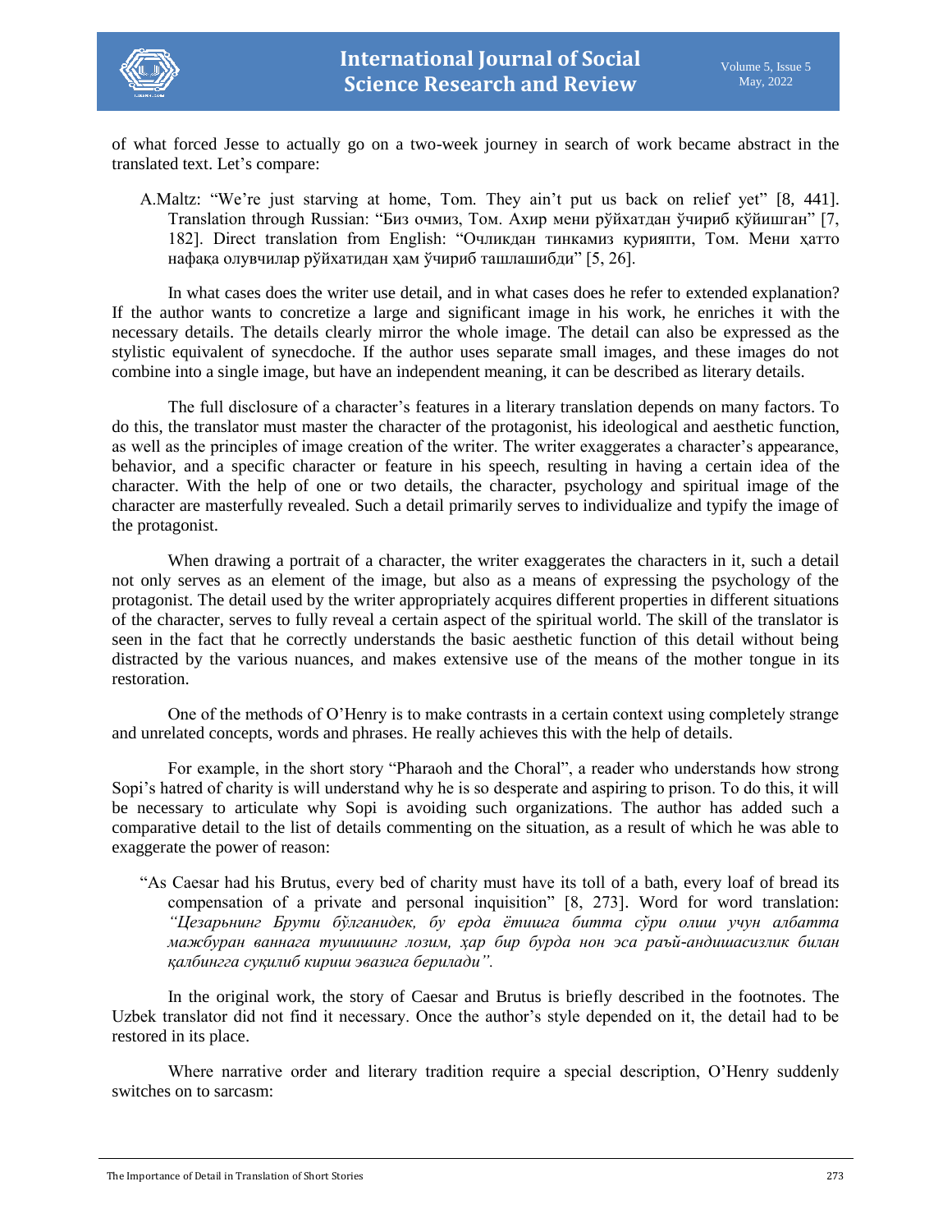of what forced Jesse to actually go on a two-week journey in search of work became abstract in the translated text. Let's compare:

> A.Maltz: "We're just starving at home, Tom. They ain't put us back on relief yet" [8, 441]. Translation through Russian: "Биз очмиз, Том. Ахир мени рўйхатдан ўчириб қўйишган" [7, 182]. Direct translation from English: "Очликдан тинкамиз қурияпти, Том. Мени ҳатто нафақа олувчилар рўйхатидан ҳам ўчириб ташлашибди" [5, 26].

In what cases does the writer use detail, and in what cases does he refer to extended explanation? If the author wants to concretize a large and significant image in his work, he enriches it with the necessary details. The details clearly mirror the whole image. The detail can also be expressed as the stylistic equivalent of synecdoche. If the author uses separate small images, and these images do not combine into a single image, but have an independent meaning, it can be described as literary details.

The full disclosure of a character's features in a literary translation depends on many factors. To do this, the translator must master the character of the protagonist, his ideological and aesthetic function, as well as the principles of image creation of the writer. The writer exaggerates a character's appearance, behavior, and a specific character or feature in his speech, resulting in having a certain idea of the character. With the help of one or two details, the character, psychology and spiritual image of the character are masterfully revealed. Such a detail primarily serves to individualize and typify the image of the protagonist.

When drawing a portrait of a character, the writer exaggerates the characters in it, such a detail not only serves as an element of the image, but also as a means of expressing the psychology of the protagonist. The detail used by the writer appropriately acquires different properties in different situations of the character, serves to fully reveal a certain aspect of the spiritual world. The skill of the translator is seen in the fact that he correctly understands the basic aesthetic function of this detail without being distracted by the various nuances, and makes extensive use of the means of the mother tongue in its restoration.

One of the methods of O'Henry is to make contrasts in a certain context using completely strange and unrelated concepts, words and phrases. He really achieves this with the help of details.

For example, in the short story "Pharaoh and the Choral", a reader who understands how strong Sopi's hatred of charity is will understand why he is so desperate and aspiring to prison. To do this, it will be necessary to articulate why Sopi is avoiding such organizations. The author has added such a comparative detail to the list of details commenting on the situation, as a result of which he was able to exaggerate the power of reason:

> "As Caesar had his Brutus, every bed of charity must have its toll of a bath, every loaf of bread its compensation of a private and personal inquisition" [8, 273]. Word for word translation: *"Цезарьнинг Брути бўлганидек, бу ерда ётишга битта сўри олиш учун албатта мажбуран ваннага тушишинг лозим, ҳар бир бурда нон эса раъй-андишасизлик билан қалбингга суқилиб кириш эвазига берилади".*

In the original work, the story of Caesar and Brutus is briefly described in the footnotes. The Uzbek translator did not find it necessary. Once the author's style depended on it, the detail had to be restored in its place.

Where narrative order and literary tradition require a special description, O'Henry suddenly switches on to sarcasm: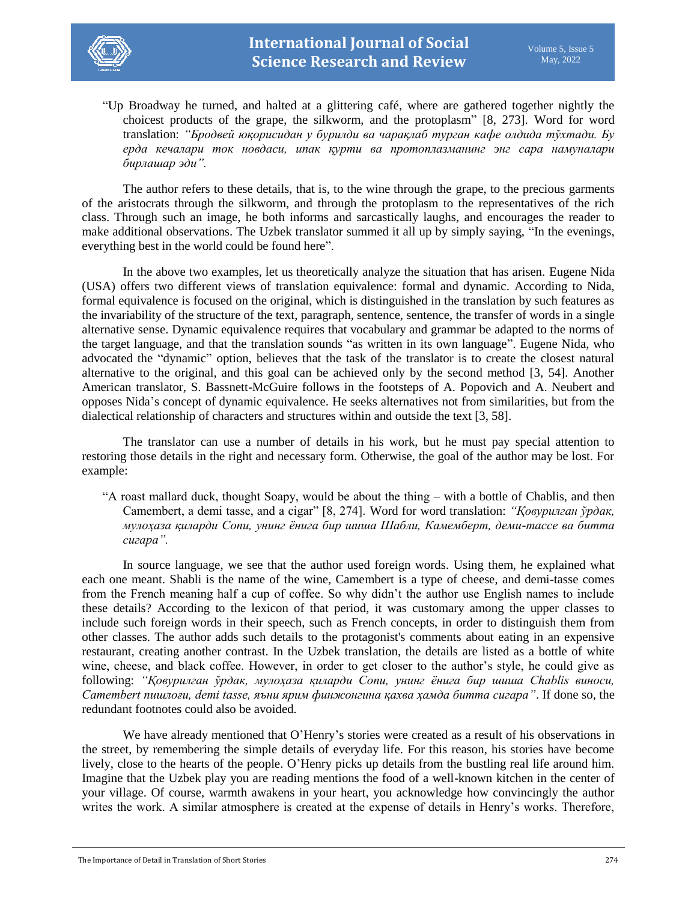"Up Broadway he turned, and halted at a glittering café, where are gathered together nightly the choicest products of the grape, the silkworm, and the protoplasm" [8, 273]. Word for word translation: *"Бродвей юқорисидан у бурилди ва чарақлаб турган кафе олдида тўхтади. Бу ерда кечалари ток новдаси, ипак қурти ва протоплазманинг энг сара намуналари бирлашар эди".*

The author refers to these details, that is, to the wine through the grape, to the precious garments of the aristocrats through the silkworm, and through the protoplasm to the representatives of the rich class. Through such an image, he both informs and sarcastically laughs, and encourages the reader to make additional observations. The Uzbek translator summed it all up by simply saying, "In the evenings, everything best in the world could be found here".

In the above two examples, let us theoretically analyze the situation that has arisen. Eugene Nida (USA) offers two different views of translation equivalence: formal and dynamic. According to Nida, formal equivalence is focused on the original, which is distinguished in the translation by such features as the invariability of the structure of the text, paragraph, sentence, sentence, the transfer of words in a single alternative sense. Dynamic equivalence requires that vocabulary and grammar be adapted to the norms of the target language, and that the translation sounds "as written in its own language". Eugene Nida, who advocated the "dynamic" option, believes that the task of the translator is to create the closest natural alternative to the original, and this goal can be achieved only by the second method [3, 54]. Another American translator, S. Bassnett-McGuire follows in the footsteps of A. Popovich and A. Neubert and opposes Nida's concept of dynamic equivalence. He seeks alternatives not from similarities, but from the dialectical relationship of characters and structures within and outside the text [3, 58].

The translator can use a number of details in his work, but he must pay special attention to restoring those details in the right and necessary form. Otherwise, the goal of the author may be lost. For example:

"A roast mallard duck, thought Soapy, would be about the thing – with a bottle of Chablis, and then Camembert, a demi tasse, and a cigar" [8, 274]. Word for word translation: *"Қовурилган ўрдак, мулоҳаза қиларди Сопи, унинг ёнига бир шиша Шабли, Камемберт, деми-тассе ва битта сигара".*

In source language, we see that the author used foreign words. Using them, he explained what each one meant. Shabli is the name of the wine, Camembert is a type of cheese, and demi-tasse comes from the French meaning half a cup of coffee. So why didn't the author use English names to include these details? According to the lexicon of that period, it was customary among the upper classes to include such foreign words in their speech, such as French concepts, in order to distinguish them from other classes. The author adds such details to the protagonist's comments about eating in an expensive restaurant, creating another contrast. In the Uzbek translation, the details are listed as a bottle of white wine, cheese, and black coffee. However, in order to get closer to the author's style, he could give as following: *"Қовурилган ўрдак, мулоҳаза қиларди Сопи, унинг ёнига бир шиша Chablis виноси, Camembert пишлоғи, demi tasse, яъни ярим финжонгина қахва ҳамда битта сигара"*. If done so, the redundant footnotes could also be avoided.

We have already mentioned that O'Henry's stories were created as a result of his observations in the street, by remembering the simple details of everyday life. For this reason, his stories have become lively, close to the hearts of the people. O'Henry picks up details from the bustling real life around him. Imagine that the Uzbek play you are reading mentions the food of a well-known kitchen in the center of your village. Of course, warmth awakens in your heart, you acknowledge how convincingly the author writes the work. A similar atmosphere is created at the expense of details in Henry's works. Therefore,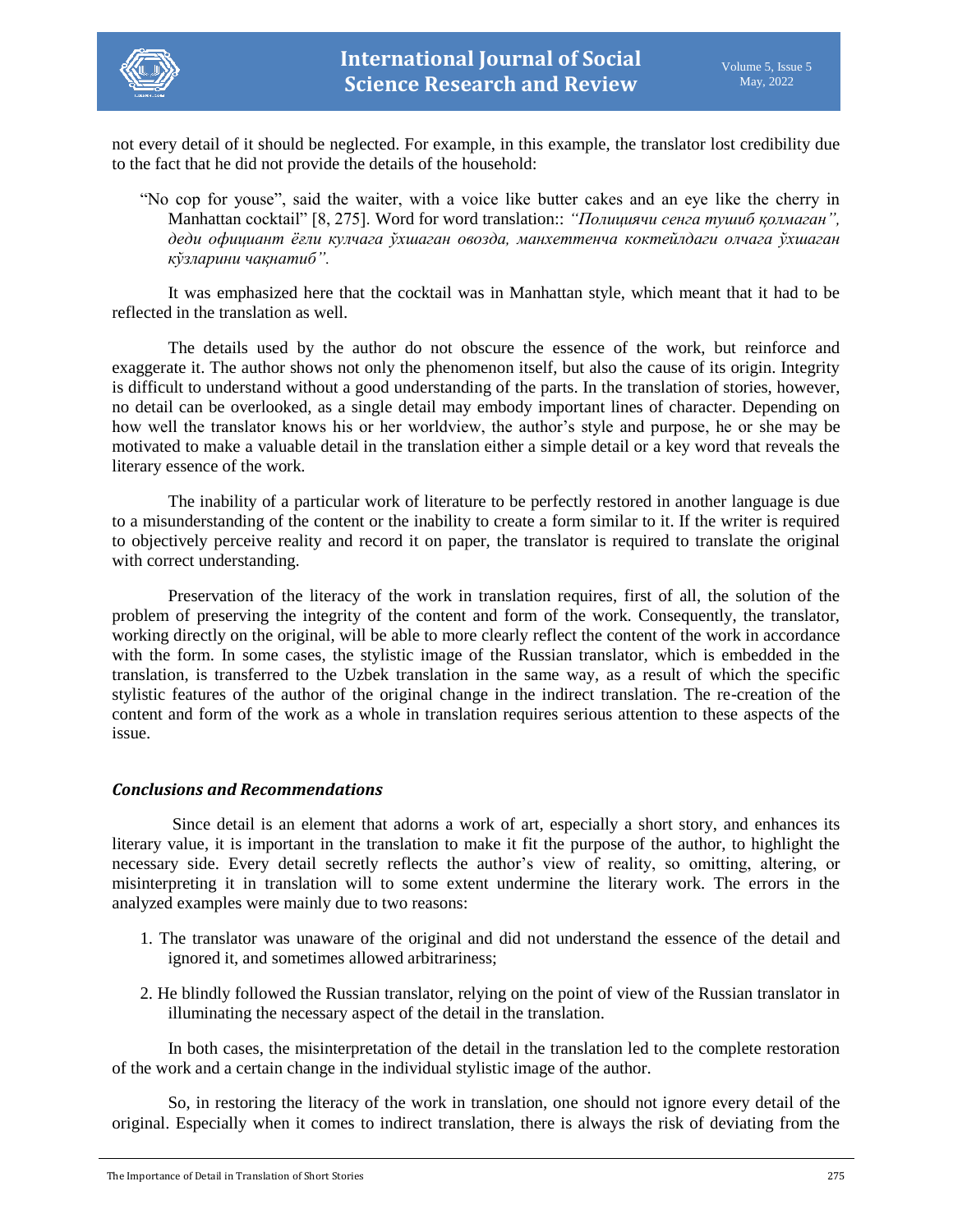not every detail of it should be neglected. For example, in this example, the translator lost credibility due to the fact that he did not provide the details of the household:

> "No cop for youse", said the waiter, with a voice like butter cakes and an eye like the cherry in Manhattan cocktail" [8, 275]. Word for word translation:: *"Полициячи сенга тушиб қолмаган", деди официант ёғли кулчага ўхшаган овозда, манхеттенча коктейлдаги олчага ўхшаган кўзларини чақнатиб".*

It was emphasized here that the cocktail was in Manhattan style, which meant that it had to be reflected in the translation as well.

The details used by the author do not obscure the essence of the work, but reinforce and exaggerate it. The author shows not only the phenomenon itself, but also the cause of its origin. Integrity is difficult to understand without a good understanding of the parts. In the translation of stories, however, no detail can be overlooked, as a single detail may embody important lines of character. Depending on how well the translator knows his or her worldview, the author's style and purpose, he or she may be motivated to make a valuable detail in the translation either a simple detail or a key word that reveals the literary essence of the work.

The inability of a particular work of literature to be perfectly restored in another language is due to a misunderstanding of the content or the inability to create a form similar to it. If the writer is required to objectively perceive reality and record it on paper, the translator is required to translate the original with correct understanding.

Preservation of the literacy of the work in translation requires, first of all, the solution of the problem of preserving the integrity of the content and form of the work. Consequently, the translator, working directly on the original, will be able to more clearly reflect the content of the work in accordance with the form. In some cases, the stylistic image of the Russian translator, which is embedded in the translation, is transferred to the Uzbek translation in the same way, as a result of which the specific stylistic features of the author of the original change in the indirect translation. The re-creation of the content and form of the work as a whole in translation requires serious attention to these aspects of the issue.

### *Conclusions and Recommendations*

Since detail is an element that adorns a work of art, especially a short story, and enhances its literary value, it is important in the translation to make it fit the purpose of the author, to highlight the necessary side. Every detail secretly reflects the author's view of reality, so omitting, altering, or misinterpreting it in translation will to some extent undermine the literary work. The errors in the analyzed examples were mainly due to two reasons:

1. The translator was unaware of the original and did not understand the essence of the detail and ignored it, and sometimes allowed arbitrariness;
2. He blindly followed the Russian translator, relying on the point of view of the Russian translator in illuminating the necessary aspect of the detail in the translation.

In both cases, the misinterpretation of the detail in the translation led to the complete restoration of the work and a certain change in the individual stylistic image of the author.

So, in restoring the literacy of the work in translation, one should not ignore every detail of the original. Especially when it comes to indirect translation, there is always the risk of deviating from the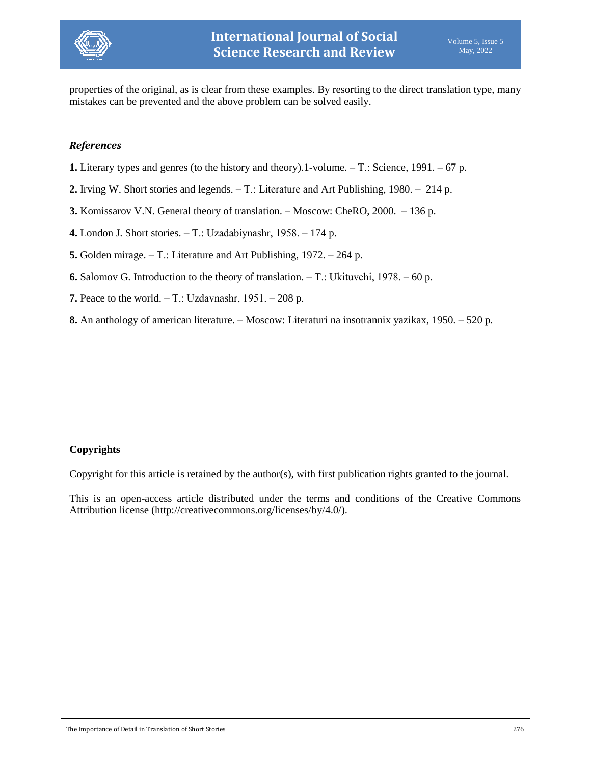properties of the original, as is clear from these examples. By resorting to the direct translation type, many mistakes can be prevented and the above problem can be solved easily.

### *References*

**1.** Literary types and genres (to the history and theory).1-volume. – T.: Science, 1991. – 67 p.

**2.** Irving W. Short stories and legends. – T.: Literature and Art Publishing, 1980. – 214 p.

**3.** Komissarov V.N. General theory of translation. – Moscow: CheRO, 2000. – 136 p.

**4.** London J. Short stories. – T.: Uzadabiynashr, 1958. – 174 p.

**5.** Golden mirage. – T.: Literature and Art Publishing, 1972. – 264 p.

**6.** Salomov G. Introduction to the theory of translation. – T.: Ukituvchi, 1978. – 60 p.

**7.** Peace to the world. – T.: Uzdavnashr, 1951. – 208 p.

**8.** An anthology of american literature. – Moscow: Literaturi na insotrannix yazikax, 1950. – 520 p.

### Copyrights

Copyright for this article is retained by the author(s), with first publication rights granted to the journal.

This is an open-access article distributed under the terms and conditions of the Creative Commons Attribution license (http://creativecommons.org/licenses/by/4.0/).